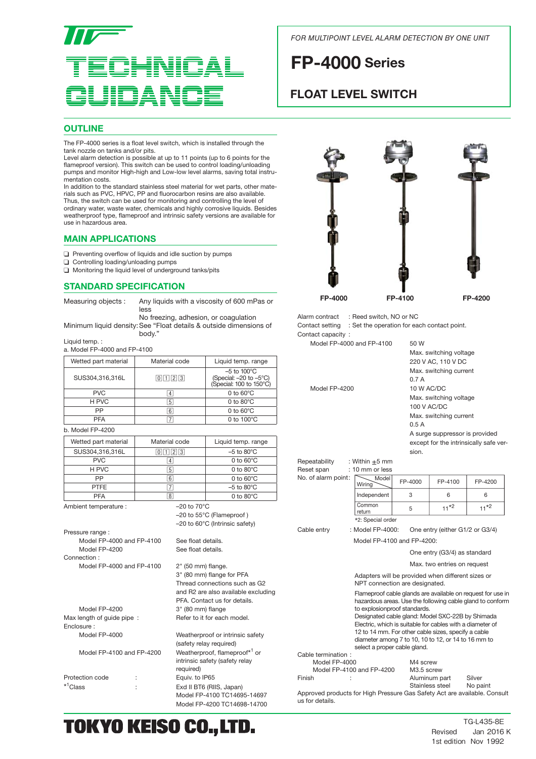# TECHNICAL GUIDANCE

*FOR MULTIPOINT LEVEL ALARM DETECTION BY ONE UNIT*

# FP-4000 Series

## FLOAT LEVEL SWITCH

## OUTLINE

The FP-4000 series is a float level switch, which is installed through the tank nozzle on tanks and/or pits.
Level alarm detection is possible at up to 11 points (up to 6 points for the flameproof version). This switch can be used to control loading/unloading pumps and monitor High-high and Low-low level alarms, saving total instrumentation costs.
In addition to the standard stainless steel material for wet parts, other materials such as PVC, HPVC, PP and fluorocarbon resins are also available. Thus, the switch can be used for monitoring and controlling the level of ordinary water, waste water, chemicals and highly corrosive liquids. Besides weatherproof type, flameproof and intrinsic safety versions are available for use in hazardous area.

## MAIN APPLICATIONS

- ❑ Preventing overflow of liquids and idle suction by pumps
- ❑ Controlling loading/unloading pumps
- ❑ Monitoring the liquid level of underground tanks/pits

## STANDARD SPECIFICATION

Measuring objects : Any liquids with a viscosity of 600 mPas or less
No freezing, adhesion, or coagulation
Minimum liquid density: See “Float details & outside dimensions of body.”

Liquid temp. :

a. Model FP-4000 and FP-4100

| Wetted part material | Material code | Liquid temp. range |
|---|---|---|
| SUS304,316,316L | 0 1 2 3 | –5 to 100°C (Special: –20 to –5°C) (Special: 100 to 150°C) |
| PVC | 4 | 0 to 60°C |
| H PVC | 5 | 0 to 80°C |
| PP | 6 | 0 to 60°C |
| PFA | 7 | 0 to 100°C |

b. Model FP-4200

| Wetted part material | Material code | Liquid temp. range |
|---|---|---|
| SUS304,316,316L | 0 1 2 3 | –5 to 80°C |
| PVC | 4 | 0 to 60°C |
| H PVC | 5 | 0 to 80°C |
| PP | 6 | 0 to 60°C |
| PTFE | 7 | –5 to 80°C |
| PFA | 8 | 0 to 80°C |

Ambient temperature : –20 to 70°C
–20 to 55°C (Flameproof )
–20 to 60°C (Intrinsic safety)

Pressure range :
- Model FP-4000 and FP-4100: See float details.
- Model FP-4200: See float details.

Connection :
- Model FP-4000 and FP-4100: 2" (50 mm) flange.
  3" (80 mm) flange for PFA
  Thread connections such as G2 and R2 are also available excluding PFA. Contact us for details.
- Model FP-4200: 3" (80 mm) flange

Max length of guide pipe : Refer to it for each model.

Enclosure :
- Model FP-4000: Weatherproof or intrinsic safety (safety relay required)
- Model FP-4100 and FP-4200: Weatherproof, flameproof*[1] or intrinsic safety (safety relay required)

Protection code : Equiv. to IP65

*[1]Class : Exd II BT6 (RIIS, Japan)
Model FP-4100 TC14695-14697
Model FP-4200 TC14698-14700

FP-4000 FP-4100 FP-4200

Alarm contract : Reed switch, NO or NC
Contact setting : Set the operation for each contact point.
Contact capacity :
- Model FP-4000 and FP-4100: 50 W
  Max. switching voltage
  220 V AC, 110 V DC
  Max. switching current
  0.7 A
- Model FP-4200: 10 W AC/DC
  Max. switching voltage
  100 V AC/DC
  Max. switching current
  0.5 A
  A surge suppressor is provided except for the intrinsically safe version.

Repeatability : Within ±5 mm
Reset span : 10 mm or less
No. of alarm point:

| Wiring \ Model | FP-4000 | FP-4100 | FP-4200 |
|---|---|---|---|
| Independent | 3 | 6 | 6 |
| Common return | 5 | 11*[2] | 11*[2] |

*2: Special order

Cable entry : Model FP-4000: One entry (either G1/2 or G3/4)
Model FP-4100 and FP-4200:
One entry (G3/4) as standard
Max. two entries on request

Adapters will be provided when different sizes or NPT connection are designated.

Flameproof cable glands are available on request for use in hazardous areas. Use the following cable gland to conform to explosionproof standards.
Designated cable gland: Model SXC-22B by Shimada Electric, which is suitable for cables with a diameter of 12 to 14 mm. For other cable sizes, specify a cable diameter among 7 to 10, 10 to 12, or 14 to 16 mm to select a proper cable gland.

Cable termination :
- Model FP-4000: M4 screw
- Model FP-4100 and FP-4200: M3.5 screw

Finish : Aluminum part — Silver; Stainless steel — No paint

Approved products for High Pressure Gas Safety Act are available. Consult us for details.

TOKYO KEISO CO.,LTD.

TG-L435-8E
Revised Jan 2016 K
1st edition Nov 1992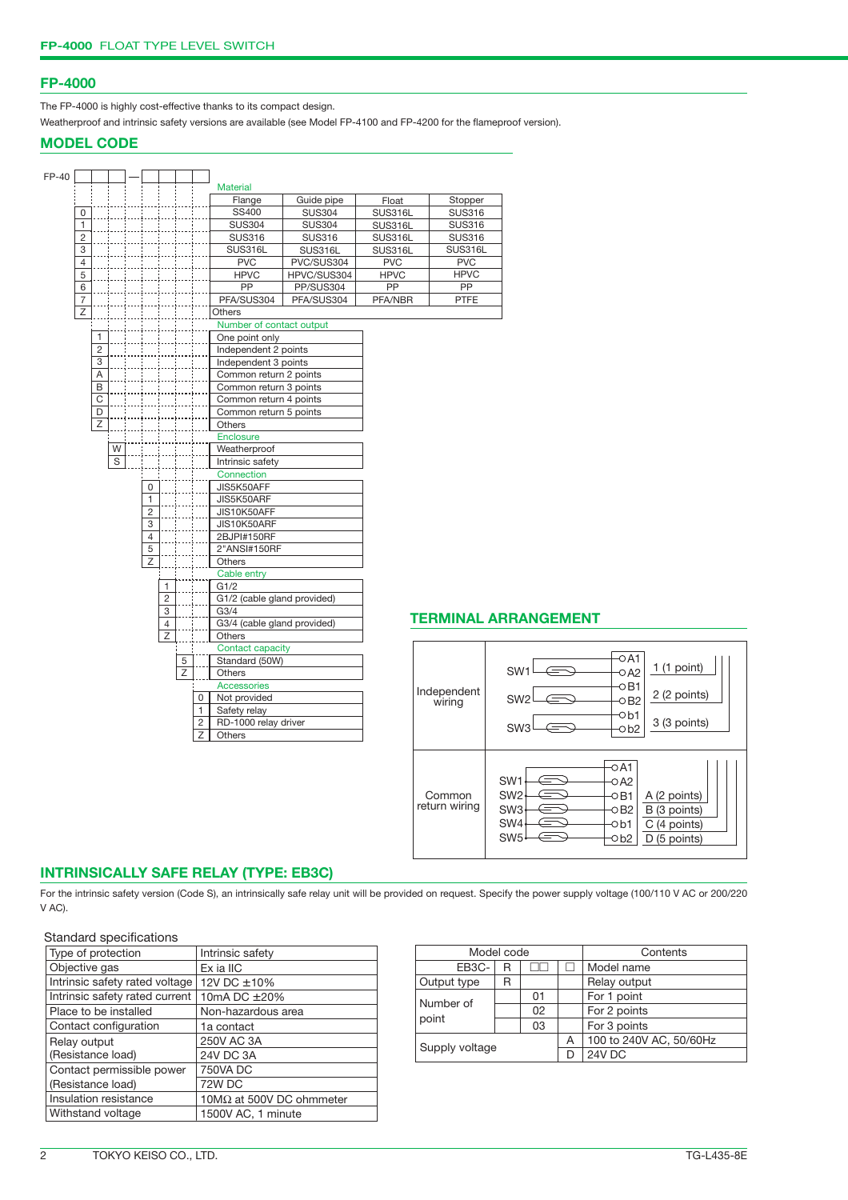## FP-4000

The FP-4000 is highly cost-effective thanks to its compact design.
Weatherproof and intrinsic safety versions are available (see Model FP-4100 and FP-4200 for the flameproof version).

## MODEL CODE

FP-40 □□□ — □□□□

**Material**

| Code | Flange | Guide pipe | Float | Stopper |
|---|---|---|---|---|
| 0 | SS400 | SUS304 | SUS316L | SUS316 |
| 1 | SUS304 | SUS304 | SUS316L | SUS316 |
| 2 | SUS316 | SUS316 | SUS316L | SUS316 |
| 3 | SUS316L | SUS316L | SUS316L | SUS316L |
| 4 | PVC | PVC/SUS304 | PVC | PVC |
| 5 | HPVC | HPVC/SUS304 | HPVC | HPVC |
| 6 | PP | PP/SUS304 | PP | PP |
| 7 | PFA/SUS304 | PFA/SUS304 | PFA/NBR | PTFE |
| Z | Others | | | |

**Number of contact output**

| Code | Description |
|---|---|
| 1 | One point only |
| 2 | Independent 2 points |
| 3 | Independent 3 points |
| A | Common return 2 points |
| B | Common return 3 points |
| C | Common return 4 points |
| D | Common return 5 points |
| Z | Others |

**Enclosure**

| Code | Description |
|---|---|
| W | Weatherproof |
| S | Intrinsic safety |

**Connection**

| Code | Description |
|---|---|
| 0 | JIS5K50AFF |
| 1 | JIS5K50ARF |
| 2 | JIS10K50AFF |
| 3 | JIS10K50ARF |
| 4 | 2BJPI#150RF |
| 5 | 2"ANSI#150RF |
| Z | Others |

**Cable entry**

| Code | Description |
|---|---|
| 1 | G1/2 |
| 2 | G1/2 (cable gland provided) |
| 3 | G3/4 |
| 4 | G3/4 (cable gland provided) |
| Z | Others |

**Contact capacity**

| Code | Description |
|---|---|
| 5 | Standard (50W) |
| Z | Others |

**Accessories**

| Code | Description |
|---|---|
| 0 | Not provided |
| 1 | Safety relay |
| 2 | RD-1000 relay driver |
| Z | Others |

## TERMINAL ARRANGEMENT

| Wiring | Switches / Terminals | Points |
|---|---|---|
| Independent wiring | SW1: A1, A2; SW2: B1, B2; SW3: b1, b2 | 1 (1 point); 2 (2 points); 3 (3 points) |
| Common return wiring | SW1, SW2, SW3, SW4, SW5: A1, A2, B1, B2, b1, b2 | A (2 points); B (3 points); C (4 points); D (5 points) |

## INTRINSICALLY SAFE RELAY (TYPE: EB3C)

For the intrinsic safety version (Code S), an intrinsically safe relay unit will be provided on request. Specify the power supply voltage (100/110 V AC or 200/220 V AC).

Standard specifications

| | |
|---|---|
| Type of protection | Intrinsic safety |
| Objective gas | Ex ia IIC |
| Intrinsic safety rated voltage | 12V DC ±10% |
| Intrinsic safety rated current | 10mA DC ±20% |
| Place to be installed | Non-hazardous area |
| Contact configuration | 1a contact |
| Relay output (Resistance load) | 250V AC 3A<br>24V DC 3A |
| Contact permissible power (Resistance load) | 750VA DC<br>72W DC |
| Insulation resistance | 10MΩ at 500V DC ohmmeter |
| Withstand voltage | 1500V AC, 1 minute |

| Model code | | | | Contents |
|---|---|---|---|---|
| EB3C- | R | □□ | □ | Model name |
| Output type | R | | | Relay output |
| Number of point | | 01 | | For 1 point |
| | | 02 | | For 2 points |
| | | 03 | | For 3 points |
| Supply voltage | | | A | 100 to 240V AC, 50/60Hz |
| | | | D | 24V DC |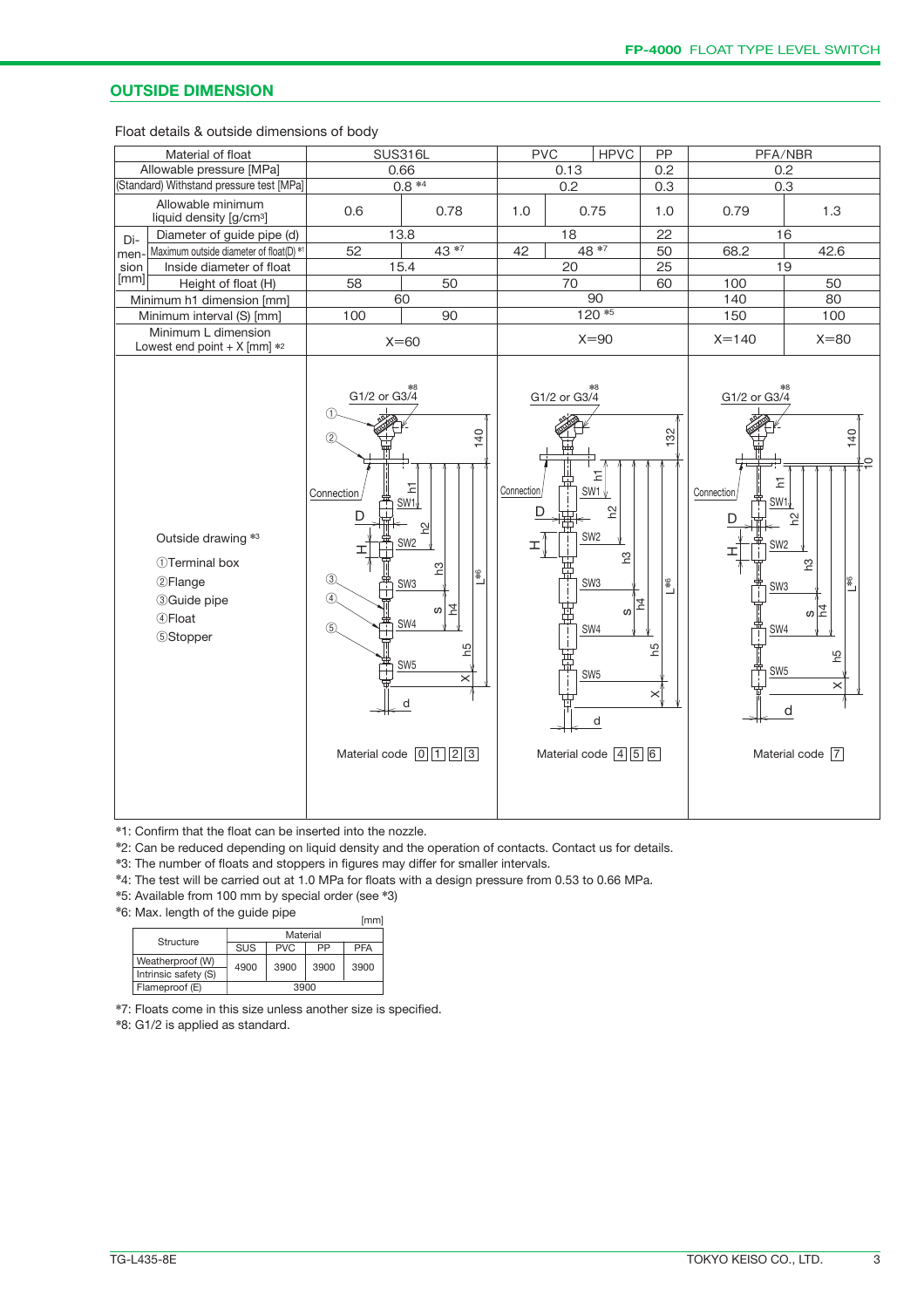## OUTSIDE DIMENSION

Float details & outside dimensions of body

| Material of float | | SUS316L | | PVC | HPVC | PP | PFA/NBR | |
|---|---|---|---|---|---|---|---|---|
| Allowable pressure [MPa] | | 0.66 | | 0.13 | | 0.2 | 0.2 | |
| (Standard) Withstand pressure test [MPa] | | 0.8 *4 | | 0.2 | | 0.3 | 0.3 | |
| Allowable minimum liquid density [g/cm³] | | 0.6 | 0.78 | 1.0 | 0.75 | 1.0 | 0.79 | 1.3 |
| Dimension [mm] | Diameter of guide pipe (d) | 13.8 | | 18 | | 22 | 16 | |
| | Maximum outside diameter of float(D) *1 | 52 | 43 *7 | 42 | 48 *7 | 50 | 68.2 | 42.6 |
| | Inside diameter of float | 15.4 | | 20 | | 25 | 19 | |
| | Height of float (H) | 58 | 50 | 70 | | 60 | 100 | 50 |
| Minimum h1 dimension [mm] | | 60 | | 90 | | | 140 | 80 |
| Minimum interval (S) [mm] | | 100 | 90 | 120 *5 | | | 150 | 100 |
| Minimum L dimension Lowest end point + X [mm] *2 | | X=60 | | X=90 | | | X=140 | X=80 |
| Outside drawing *3 ①Terminal box ②Flange ③Guide pipe ④Float ⑤Stopper | | Material code 0 1 2 3 | | Material code 4 5 6 | | | Material code 7 | |

*1: Confirm that the float can be inserted into the nozzle.

*2: Can be reduced depending on liquid density and the operation of contacts. Contact us for details.

*3: The number of floats and stoppers in figures may differ for smaller intervals.

*4: The test will be carried out at 1.0 MPa for floats with a design pressure from 0.53 to 0.66 MPa.

*5: Available from 100 mm by special order (see *3)

*6: Max. length of the guide pipe

[mm]

| Structure | Material | | | |
|---|---|---|---|---|
| | SUS | PVC | PP | PFA |
| Weatherproof (W) | 4900 | 3900 | 3900 | 3900 |
| Intrinsic safety (S) | 4900 | 3900 | 3900 | 3900 |
| Flameproof (E) | 3900 | | | |

*7: Floats come in this size unless another size is specified.

*8: G1/2 is applied as standard.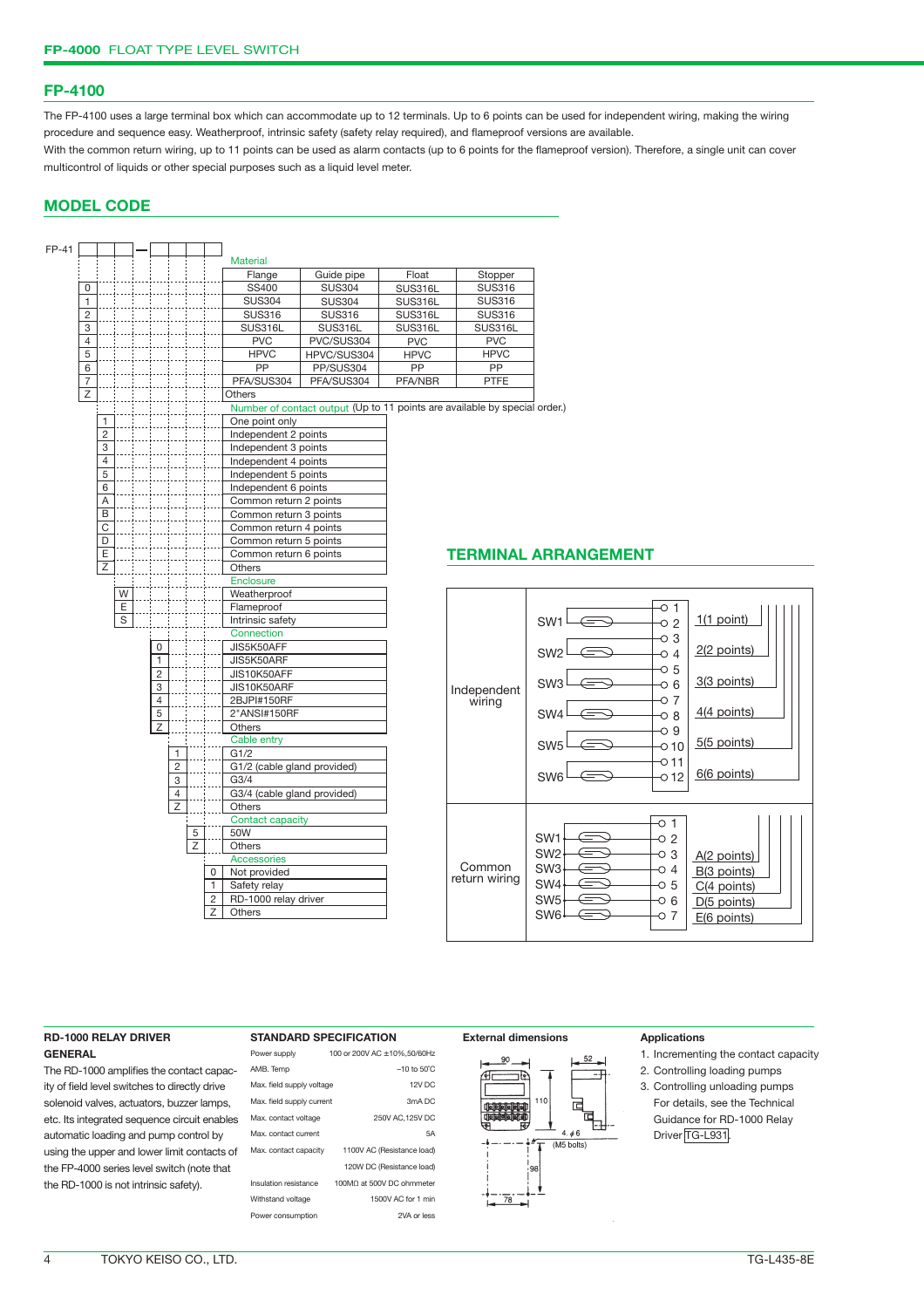## FP-4100

The FP-4100 uses a large terminal box which can accommodate up to 12 terminals. Up to 6 points can be used for independent wiring, making the wiring procedure and sequence easy. Weatherproof, intrinsic safety (safety relay required), and flameproof versions are available.
With the common return wiring, up to 11 points can be used as alarm contacts (up to 6 points for the flameproof version). Therefore, a single unit can cover multicontrol of liquids or other special purposes such as a liquid level meter.

## MODEL CODE

FP-41 □□□ — □□□□

**Material**

| Code | Flange | Guide pipe | Float | Stopper |
|---|---|---|---|---|
| 0 | SS400 | SUS304 | SUS316L | SUS316 |
| 1 | SUS304 | SUS304 | SUS316L | SUS316 |
| 2 | SUS316 | SUS316 | SUS316L | SUS316 |
| 3 | SUS316L | SUS316L | SUS316L | SUS316L |
| 4 | PVC | PVC/SUS304 | PVC | PVC |
| 5 | HPVC | HPVC/SUS304 | HPVC | HPVC |
| 6 | PP | PP/SUS304 | PP | PP |
| 7 | PFA/SUS304 | PFA/SUS304 | PFA/NBR | PTFE |
| Z | Others | | | |

**Number of contact output** (Up to 11 points are available by special order.)

| Code | Description |
|---|---|
| 1 | One point only |
| 2 | Independent 2 points |
| 3 | Independent 3 points |
| 4 | Independent 4 points |
| 5 | Independent 5 points |
| 6 | Independent 6 points |
| A | Common return 2 points |
| B | Common return 3 points |
| C | Common return 4 points |
| D | Common return 5 points |
| E | Common return 6 points |
| Z | Others |

**Enclosure**

| Code | Description |
|---|---|
| W | Weatherproof |
| E | Flameproof |
| S | Intrinsic safety |

**Connection**

| Code | Description |
|---|---|
| 0 | JIS5K50AFF |
| 1 | JIS5K50ARF |
| 2 | JIS10K50AFF |
| 3 | JIS10K50ARF |
| 4 | 2BJPI#150RF |
| 5 | 2"ANSI#150RF |
| Z | Others |

**Cable entry**

| Code | Description |
|---|---|
| 1 | G1/2 |
| 2 | G1/2 (cable gland provided) |
| 3 | G3/4 |
| 4 | G3/4 (cable gland provided) |
| Z | Others |

**Contact capacity**

| Code | Description |
|---|---|
| 5 | 50W |
| Z | Others |

**Accessories**

| Code | Description |
|---|---|
| 0 | Not provided |
| 1 | Safety relay |
| 2 | RD-1000 relay driver |
| Z | Others |

## TERMINAL ARRANGEMENT

**Independent wiring**

| Switch | Terminals | Points |
|---|---|---|
| SW1 | 1, 2 | 1(1 point) |
| SW2 | 3, 4 | 2(2 points) |
| SW3 | 5, 6 | 3(3 points) |
| SW4 | 7, 8 | 4(4 points) |
| SW5 | 9, 10 | 5(5 points) |
| SW6 | 11, 12 | 6(6 points) |

**Common return wiring**

| Switch | Terminal | Points |
|---|---|---|
| SW1–SW6 (common) | 1 | |
| SW1 | 2 | |
| SW2 | 3 | A(2 points) |
| SW3 | 4 | B(3 points) |
| SW4 | 5 | C(4 points) |
| SW5 | 6 | D(5 points) |
| SW6 | 7 | E(6 points) |

### RD-1000 RELAY DRIVER

**GENERAL**

The RD-1000 amplifies the contact capacity of field level switches to directly drive solenoid valves, actuators, buzzer lamps, etc. Its integrated sequence circuit enables automatic loading and pump control by using the upper and lower limit contacts of the FP-4000 series level switch (note that the RD-1000 is not intrinsic safety).

**STANDARD SPECIFICATION**

| Item | Specification |
|---|---|
| Power supply | 100 or 200V AC ±10%,50/60Hz |
| AMB. Temp | −10 to 50℃ |
| Max. field supply voltage | 12V DC |
| Max. field supply current | 3mA DC |
| Max. contact voltage | 250V AC,125V DC |
| Max. contact current | 5A |
| Max. contact capacity | 1100V AC (Resistance load) |
| | 120W DC (Resistance load) |
| Insulation resistance | 100MΩ at 500V DC ohmmeter |
| Withstand voltage | 1500V AC for 1 min |
| Power consumption | 2VA or less |

**External dimensions**

90, 52, 110, 4-φ6 (M5 bolts), 98, 78

**Applications**

1. Incrementing the contact capacity
2. Controlling loading pumps
3. Controlling unloading pumps
   For details, see the Technical Guidance for RD-1000 Relay Driver TG-L931.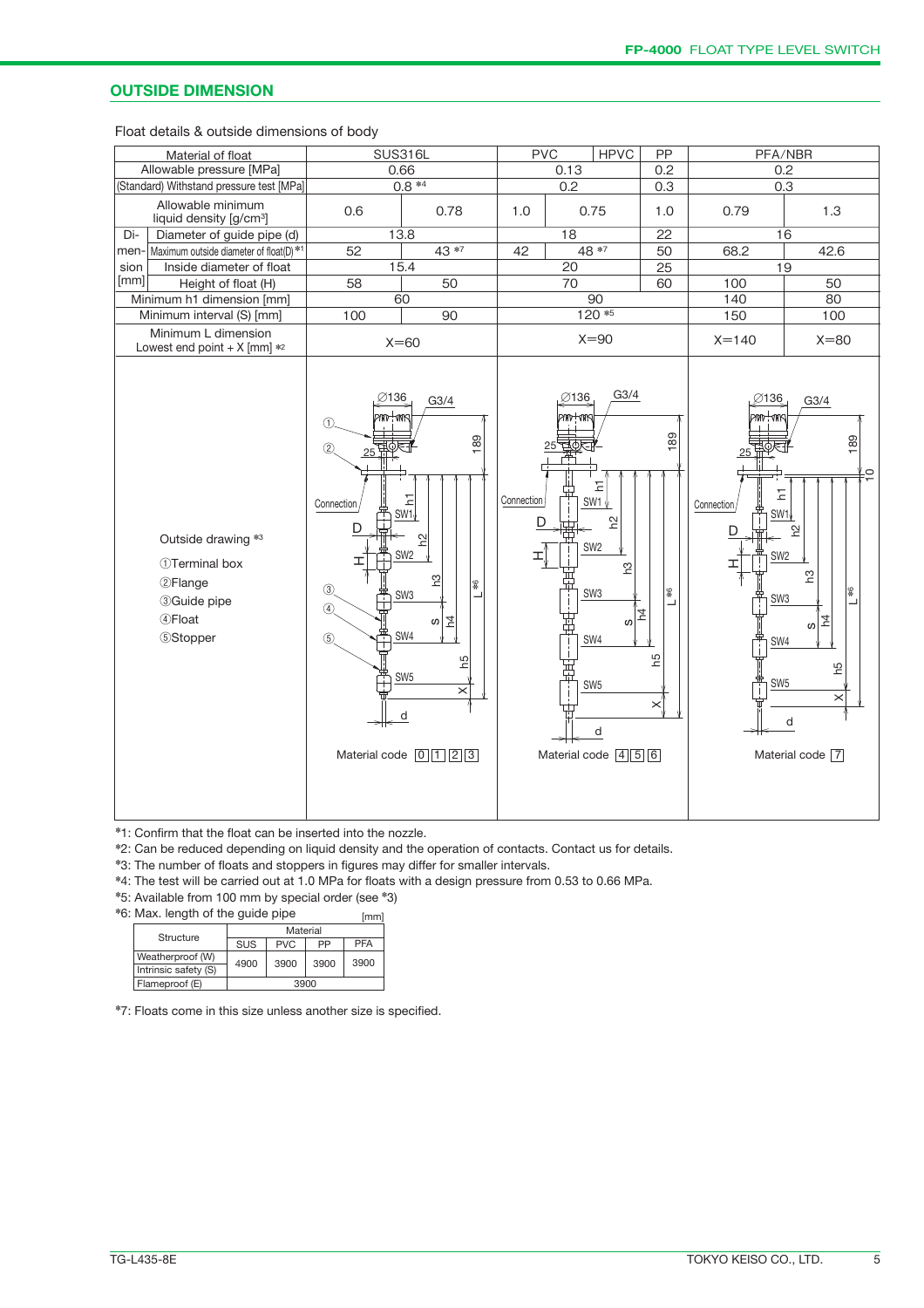## OUTSIDE DIMENSION

Float details & outside dimensions of body

| Material of float | | SUS316L | | PVC | HPVC | PP | PFA/NBR | |
|---|---|---|---|---|---|---|---|---|
| Allowable pressure [MPa] | | 0.66 | | 0.13 | | 0.2 | 0.2 | |
| (Standard) Withstand pressure test [MPa] | | 0.8 *4 | | 0.2 | | 0.3 | 0.3 | |
| Allowable minimum liquid density [g/cm³] | | 0.6 | 0.78 | 1.0 | 0.75 | 1.0 | 0.79 | 1.3 |
| Dimension [mm] | Diameter of guide pipe (d) | 13.8 | | 18 | | 22 | 16 | |
| | Maximum outside diameter of float(D) *1 | 52 | 43 *7 | 42 | 48 *7 | 50 | 68.2 | 42.6 |
| | Inside diameter of float | 15.4 | | 20 | | 25 | 19 | |
| | Height of float (H) | 58 | 50 | 70 | | 60 | 100 | 50 |
| Minimum h1 dimension [mm] | | 60 | | 90 | | | 140 | 80 |
| Minimum interval (S) [mm] | | 100 | 90 | 120 *5 | | | 150 | 100 |
| Minimum L dimension Lowest end point + X [mm] *2 | | X=60 | | X=90 | | | X=140 | X=80 |

Outside drawing *3

①Terminal box
②Flange
③Guide pipe
④Float
⑤Stopper

Material code 0 1 2 3 | Material code 4 5 6 | Material code 7

*1: Confirm that the float can be inserted into the nozzle.

*2: Can be reduced depending on liquid density and the operation of contacts. Contact us for details.

*3: The number of floats and stoppers in figures may differ for smaller intervals.

*4: The test will be carried out at 1.0 MPa for floats with a design pressure from 0.53 to 0.66 MPa.

*5: Available from 100 mm by special order (see *3)

*6: Max. length of the guide pipe [mm]

| Structure | Material | | | |
|---|---|---|---|---|
| | SUS | PVC | PP | PFA |
| Weatherproof (W) / Intrinsic safety (S) | 4900 | 3900 | 3900 | 3900 |
| Flameproof (E) | 3900 | | | |

*7: Floats come in this size unless another size is specified.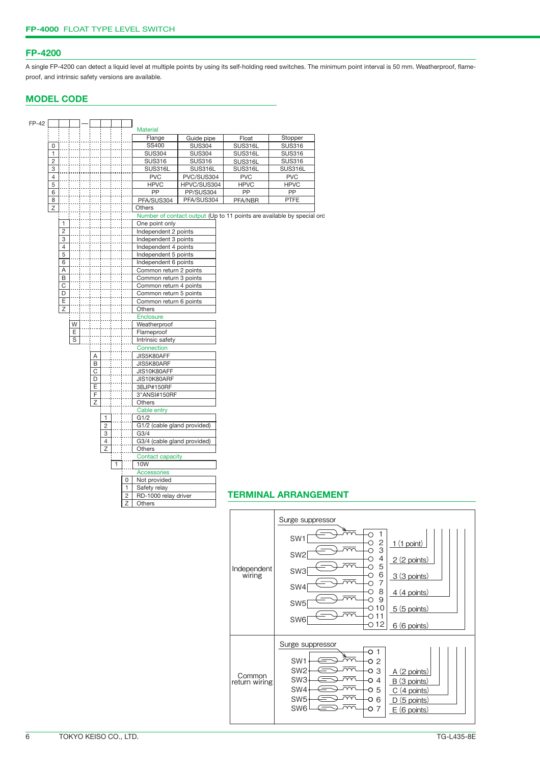## FP-4200

A single FP-4200 can detect a liquid level at multiple points by using its self-holding reed switches. The minimum point interval is 50 mm. Weatherproof, flame-proof, and intrinsic safety versions are available.

## MODEL CODE

FP-42 □□□ — □□□□

**Material**

| Code | Flange | Guide pipe | Float | Stopper |
|---|---|---|---|---|
| 0 | SS400 | SUS304 | SUS316L | SUS316 |
| 1 | SUS304 | SUS304 | SUS316L | SUS316 |
| 2 | SUS316 | SUS316 | SUS316L | SUS316 |
| 3 | SUS316L | SUS316L | SUS316L | SUS316L |
| 4 | PVC | PVC/SUS304 | PVC | PVC |
| 5 | HPVC | HPVC/SUS304 | HPVC | HPVC |
| 6 | PP | PP/SUS304 | PP | PP |
| 8 | PFA/SUS304 | PFA/SUS304 | PFA/NBR | PTFE |
| Z | Others | | | |

**Number of contact output** (Up to 11 points are available by special ord

| Code | Description |
|---|---|
| 1 | One point only |
| 2 | Independent 2 points |
| 3 | Independent 3 points |
| 4 | Independent 4 points |
| 5 | Independent 5 points |
| 6 | Independent 6 points |
| A | Common return 2 points |
| B | Common return 3 points |
| C | Common return 4 points |
| D | Common return 5 points |
| E | Common return 6 points |
| Z | Others |

**Enclosure**

| Code | Description |
|---|---|
| W | Weatherproof |
| E | Flameproof |
| S | Intrinsic safety |

**Connection**

| Code | Description |
|---|---|
| A | JIS5K80AFF |
| B | JIS5K80ARF |
| C | JIS10K80AFF |
| D | JIS10K80ARF |
| E | 3BJP#150RF |
| F | 3"ANSI#150RF |
| Z | Others |

**Cable entry**

| Code | Description |
|---|---|
| 1 | G1/2 |
| 2 | G1/2 (cable gland provided) |
| 3 | G3/4 |
| 4 | G3/4 (cable gland provided) |
| Z | Others |

**Contact capacity**

| Code | Description |
|---|---|
| 1 | 10W |

**Accessories**

| Code | Description |
|---|---|
| 0 | Not provided |
| 1 | Safety relay |
| 2 | RD-1000 relay driver |
| Z | Others |

## TERMINAL ARRANGEMENT

**Independent wiring**

Surge suppressor

| Switch | Terminals |
|---|---|
| SW1 | 1, 2 |
| SW2 | 3, 4 |
| SW3 | 5, 6 |
| SW4 | 7, 8 |
| SW5 | 9, 10 |
| SW6 | 11, 12 |

1 (1 point), 2 (2 points), 3 (3 points), 4 (4 points), 5 (5 points), 6 (6 points)

**Common return wiring**

Surge suppressor

| Switch | Terminal |
|---|---|
| Common | 1 |
| SW1 | 2 |
| SW2 | 3 |
| SW3 | 4 |
| SW4 | 5 |
| SW5 | 6 |
| SW6 | 7 |

A (2 points), B (3 points), C (4 points), D (5 points), E (6 points)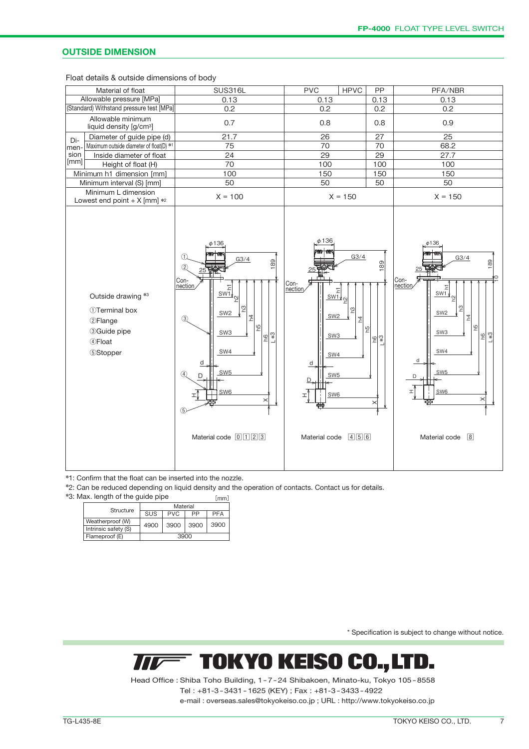## OUTSIDE DIMENSION

Float details & outside dimensions of body

| Material of float | | SUS316L | PVC | HPVC | PP | PFA/NBR |
|---|---|---|---|---|---|---|
| Allowable pressure [MPa] | | 0.13 | 0.13 | | 0.13 | 0.13 |
| (Standard) Withstand pressure test [MPa] | | 0.2 | 0.2 | | 0.2 | 0.2 |
| Allowable minimum liquid density [g/cm³] | | 0.7 | 0.8 | | 0.8 | 0.9 |
| Dimension [mm] | Diameter of guide pipe (d) | 21.7 | 26 | | 27 | 25 |
| | Maximum outside diameter of float(D) *1 | 75 | 70 | | 70 | 68.2 |
| | Inside diameter of float | 24 | 29 | | 29 | 27.7 |
| | Height of float (H) | 70 | 100 | | 100 | 100 |
| Minimum h1 dimension [mm] | | 100 | 150 | | 150 | 150 |
| Minimum interval (S) [mm] | | 50 | 50 | | 50 | 50 |
| Minimum L dimension Lowest end point + X [mm] *2 | | X = 100 | X = 150 | | | X = 150 |

Outside drawing *3

①Terminal box
②Flange
③Guide pipe
④Float
⑤Stopper

φ136
G3/4
189
25
Connection
SW1
SW2
SW3
SW4
SW5
SW6
h1
h2
h3
h4
h5
h6
L*3
d
D
H
X
10

Material code 0 1 2 3

Material code 4 5 6

Material code 8

*1: Confirm that the float can be inserted into the nozzle.
*2: Can be reduced depending on liquid density and the operation of contacts. Contact us for details.
*3: Max. length of the guide pipe [mm]

| Structure | Material | | | |
|---|---|---|---|---|
| | SUS | PVC | PP | PFA |
| Weatherproof (W) / Intrinsic safety (S) | 4900 | 3900 | 3900 | 3900 |
| Flameproof (E) | 3900 | | | |

* Specification is subject to change without notice.

**TOKYO KEISO CO.,LTD.**

Head Office : Shiba Toho Building, 1-7-24 Shibakoen, Minato-ku, Tokyo 105-8558
Tel : +81-3-3431-1625 (KEY) ; Fax : +81-3-3433-4922
e-mail : overseas.sales@tokyokeiso.co.jp ; URL : http://www.tokyokeiso.co.jp

TG-L435-8E